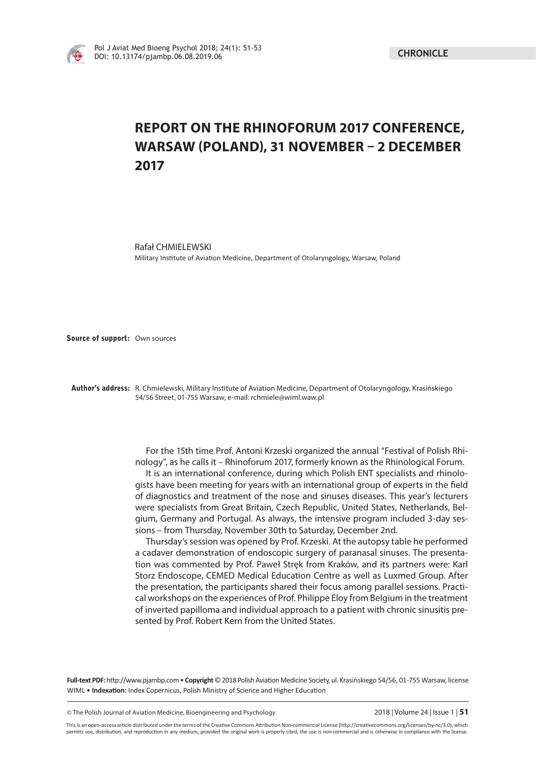# REPORT ON THE RHINOFORUM 2017 CONFERENCE, WARSAW (POLAND), 31 NOVEMBER – 2 DECEMBER 2017

Rafał CHMIELEWSKI

Military Institute of Aviation Medicine, Department of Otolaryngology, Warsaw, Poland

**Source of support:** Own sources

**Author's address:** R. Chmielewski, Military Institute of Aviation Medicine, Department of Otolaryngology, Krasińskiego 54/56 Street, 01-755 Warsaw, e-mail: rchmiele@wiml.waw.pl

For the 15th time Prof. Antoni Krzeski organized the annual "Festival of Polish Rhinology", as he calls it – Rhinoforum 2017, formerly known as the Rhinological Forum.

It is an international conference, during which Polish ENT specialists and rhinologists have been meeting for years with an international group of experts in the field of diagnostics and treatment of the nose and sinuses diseases. This year's lecturers were specialists from Great Britain, Czech Republic, United States, Netherlands, Belgium, Germany and Portugal. As always, the intensive program included 3-day sessions – from Thursday, November 30th to Saturday, December 2nd.

Thursday's session was opened by Prof. Krzeski. At the autopsy table he performed a cadaver demonstration of endoscopic surgery of paranasal sinuses. The presentation was commented by Prof. Paweł Stręk from Kraków, and its partners were: Karl Storz Endoscope, CEMED Medical Education Centre as well as Luxmed Group. After the presentation, the participants shared their focus among parallel sessions. Practical workshops on the experiences of Prof. Philippe Eloy from Belgium in the treatment of inverted papilloma and individual approach to a patient with chronic sinusitis presented by Prof. Robert Kern from the United States.

**Full-text PDF:** http://www.pjambp.com • **Copyright** © 2018 Polish Aviation Medicine Society, ul. Krasińskiego 54/56, 01-755 Warsaw, license WIML • **Indexation:** Index Copernicus, Polish Ministry of Science and Higher Education

This is an open-access article distributed under the terms of the Creative Commons Attribution Non-commercial License (http://creativecommons.org/licenses/by-nc/3.0), which permits use, distribution, and reproduction in any medium, provided the original work is properly cited, the use is non-commercial and is otherwise in compliance with the license.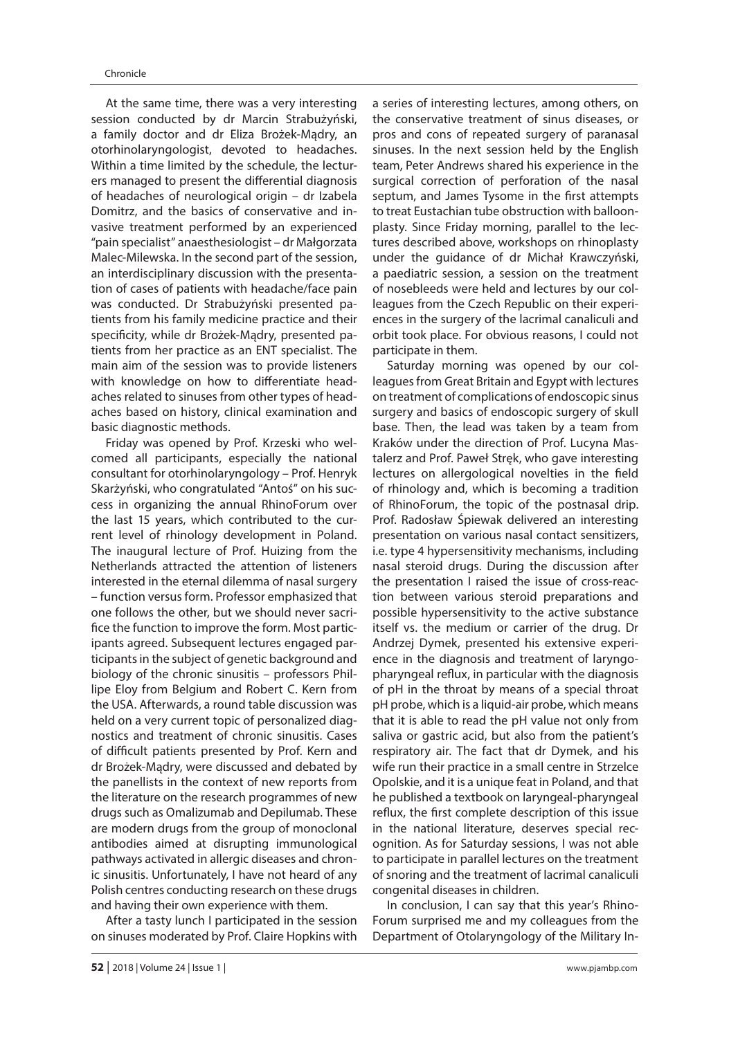At the same time, there was a very interesting session conducted by dr Marcin Strabużyński, a family doctor and dr Eliza Brożek-Mądry, an otorhinolaryngologist, devoted to headaches. Within a time limited by the schedule, the lecturers managed to present the differential diagnosis of headaches of neurological origin – dr Izabela Domitrz, and the basics of conservative and invasive treatment performed by an experienced "pain specialist" anaesthesiologist – dr Małgorzata Malec-Milewska. In the second part of the session, an interdisciplinary discussion with the presentation of cases of patients with headache/face pain was conducted. Dr Strabużyński presented patients from his family medicine practice and their specificity, while dr Brożek-Mądry, presented patients from her practice as an ENT specialist. The main aim of the session was to provide listeners with knowledge on how to differentiate headaches related to sinuses from other types of headaches based on history, clinical examination and basic diagnostic methods.

Friday was opened by Prof. Krzeski who welcomed all participants, especially the national consultant for otorhinolaryngology – Prof. Henryk Skarżyński, who congratulated "Antoś" on his success in organizing the annual RhinoForum over the last 15 years, which contributed to the current level of rhinology development in Poland. The inaugural lecture of Prof. Huizing from the Netherlands attracted the attention of listeners interested in the eternal dilemma of nasal surgery – function versus form. Professor emphasized that one follows the other, but we should never sacrifice the function to improve the form. Most participants agreed. Subsequent lectures engaged participants in the subject of genetic background and biology of the chronic sinusitis – professors Phillipe Eloy from Belgium and Robert C. Kern from the USA. Afterwards, a round table discussion was held on a very current topic of personalized diagnostics and treatment of chronic sinusitis. Cases of difficult patients presented by Prof. Kern and dr Brożek-Mądry, were discussed and debated by the panellists in the context of new reports from the literature on the research programmes of new drugs such as Omalizumab and Depilumab. These are modern drugs from the group of monoclonal antibodies aimed at disrupting immunological pathways activated in allergic diseases and chronic sinusitis. Unfortunately, I have not heard of any Polish centres conducting research on these drugs and having their own experience with them.

After a tasty lunch I participated in the session on sinuses moderated by Prof. Claire Hopkins with a series of interesting lectures, among others, on the conservative treatment of sinus diseases, or pros and cons of repeated surgery of paranasal sinuses. In the next session held by the English team, Peter Andrews shared his experience in the surgical correction of perforation of the nasal septum, and James Tysome in the first attempts to treat Eustachian tube obstruction with balloonplasty. Since Friday morning, parallel to the lectures described above, workshops on rhinoplasty under the guidance of dr Michał Krawczyński, a paediatric session, a session on the treatment of nosebleeds were held and lectures by our colleagues from the Czech Republic on their experiences in the surgery of the lacrimal canaliculi and orbit took place. For obvious reasons, I could not participate in them.

Saturday morning was opened by our colleagues from Great Britain and Egypt with lectures on treatment of complications of endoscopic sinus surgery and basics of endoscopic surgery of skull base. Then, the lead was taken by a team from Kraków under the direction of Prof. Lucyna Mastalerz and Prof. Paweł Stręk, who gave interesting lectures on allergological novelties in the field of rhinology and, which is becoming a tradition of RhinoForum, the topic of the postnasal drip. Prof. Radosław Śpiewak delivered an interesting presentation on various nasal contact sensitizers, i.e. type 4 hypersensitivity mechanisms, including nasal steroid drugs. During the discussion after the presentation I raised the issue of cross-reaction between various steroid preparations and possible hypersensitivity to the active substance itself vs. the medium or carrier of the drug. Dr Andrzej Dymek, presented his extensive experience in the diagnosis and treatment of laryngopharyngeal reflux, in particular with the diagnosis of pH in the throat by means of a special throat pH probe, which is a liquid-air probe, which means that it is able to read the pH value not only from saliva or gastric acid, but also from the patient's respiratory air. The fact that dr Dymek, and his wife run their practice in a small centre in Strzelce Opolskie, and it is a unique feat in Poland, and that he published a textbook on laryngeal-pharyngeal reflux, the first complete description of this issue in the national literature, deserves special recognition. As for Saturday sessions, I was not able to participate in parallel lectures on the treatment of snoring and the treatment of lacrimal canaliculi congenital diseases in children.

In conclusion, I can say that this year's RhinoForum surprised me and my colleagues from the Department of Otolaryngology of the Military In-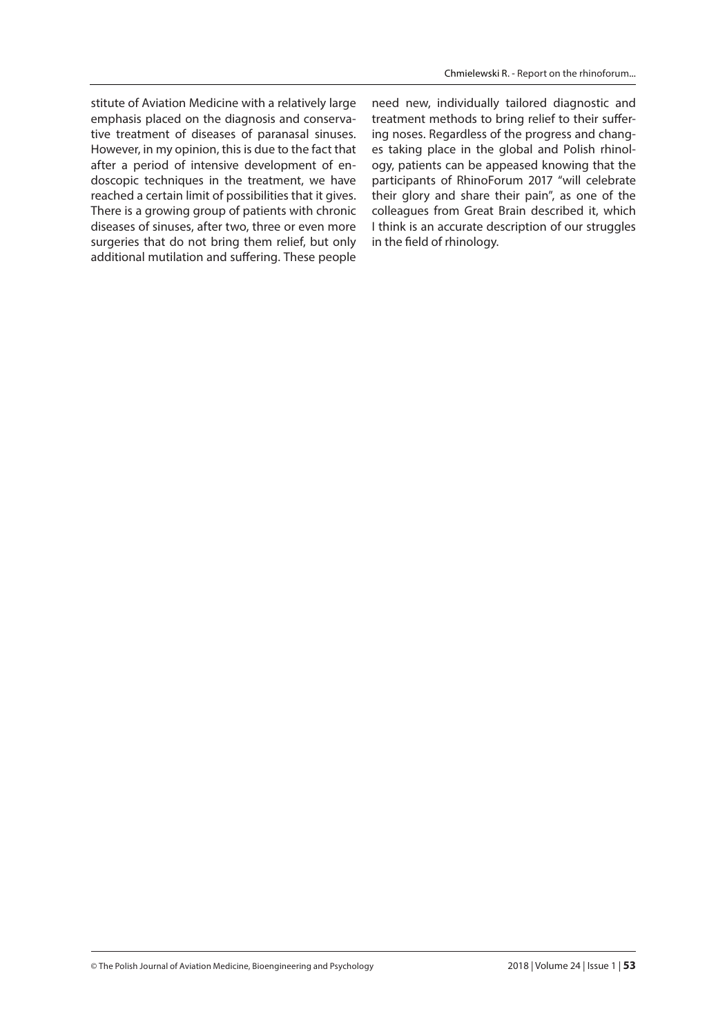stitute of Aviation Medicine with a relatively large emphasis placed on the diagnosis and conservative treatment of diseases of paranasal sinuses. However, in my opinion, this is due to the fact that after a period of intensive development of endoscopic techniques in the treatment, we have reached a certain limit of possibilities that it gives. There is a growing group of patients with chronic diseases of sinuses, after two, three or even more surgeries that do not bring them relief, but only additional mutilation and suffering. These people need new, individually tailored diagnostic and treatment methods to bring relief to their suffering noses. Regardless of the progress and changes taking place in the global and Polish rhinology, patients can be appeased knowing that the participants of RhinoForum 2017 "will celebrate their glory and share their pain", as one of the colleagues from Great Brain described it, which I think is an accurate description of our struggles in the field of rhinology.